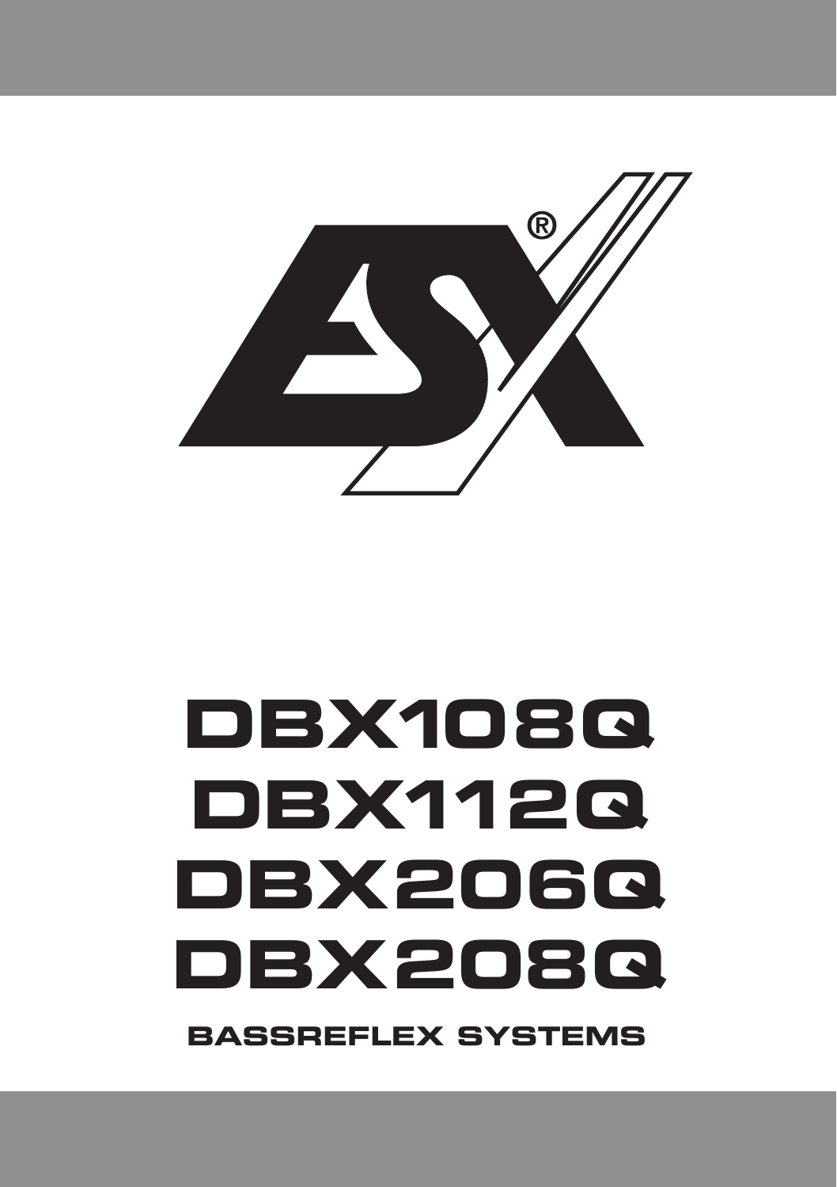# DBX108Q
# DBX112Q
# DBX206Q
# DBX208Q

**BASSREFLEX SYSTEMS**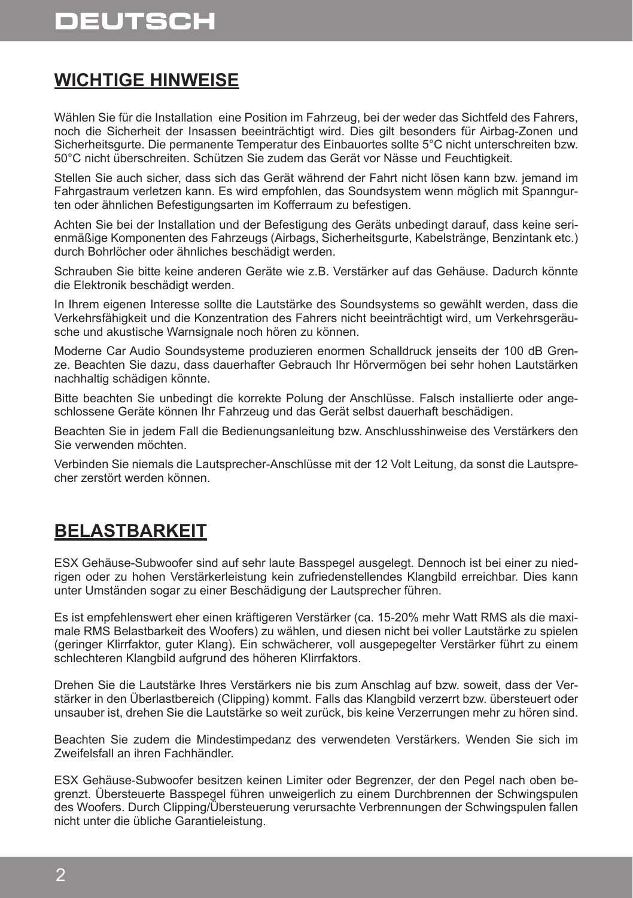## WICHTIGE HINWEISE

Wählen Sie für die Installation eine Position im Fahrzeug, bei der weder das Sichtfeld des Fahrers, noch die Sicherheit der Insassen beeinträchtigt wird. Dies gilt besonders für Airbag-Zonen und Sicherheitsgurte. Die permanente Temperatur des Einbauortes sollte 5°C nicht unterschreiten bzw. 50°C nicht überschreiten. Schützen Sie zudem das Gerät vor Nässe und Feuchtigkeit.

Stellen Sie auch sicher, dass sich das Gerät während der Fahrt nicht lösen kann bzw. jemand im Fahrgastraum verletzen kann. Es wird empfohlen, das Soundsystem wenn möglich mit Spanngurten oder ähnlichen Befestigungsarten im Kofferraum zu befestigen.

Achten Sie bei der Installation und der Befestigung des Geräts unbedingt darauf, dass keine serienmäßige Komponenten des Fahrzeugs (Airbags, Sicherheitsgurte, Kabelstränge, Benzintank etc.) durch Bohrlöcher oder ähnliches beschädigt werden.

Schrauben Sie bitte keine anderen Geräte wie z.B. Verstärker auf das Gehäuse. Dadurch könnte die Elektronik beschädigt werden.

In Ihrem eigenen Interesse sollte die Lautstärke des Soundsystems so gewählt werden, dass die Verkehrsfähigkeit und die Konzentration des Fahrers nicht beeinträchtigt wird, um Verkehrsgeräusche und akustische Warnsignale noch hören zu können.

Moderne Car Audio Soundsysteme produzieren enormen Schalldruck jenseits der 100 dB Grenze. Beachten Sie dazu, dass dauerhafter Gebrauch Ihr Hörvermögen bei sehr hohen Lautstärken nachhaltig schädigen könnte.

Bitte beachten Sie unbedingt die korrekte Polung der Anschlüsse. Falsch installierte oder angeschlossene Geräte können Ihr Fahrzeug und das Gerät selbst dauerhaft beschädigen.

Beachten Sie in jedem Fall die Bedienungsanleitung bzw. Anschlusshinweise des Verstärkers den Sie verwenden möchten.

Verbinden Sie niemals die Lautsprecher-Anschlüsse mit der 12 Volt Leitung, da sonst die Lautsprecher zerstört werden können.

## BELASTBARKEIT

ESX Gehäuse-Subwoofer sind auf sehr laute Basspegel ausgelegt. Dennoch ist bei einer zu niedrigen oder zu hohen Verstärkerleistung kein zufriedenstellendes Klangbild erreichbar. Dies kann unter Umständen sogar zu einer Beschädigung der Lautsprecher führen.

Es ist empfehlenswert eher einen kräftigeren Verstärker (ca. 15-20% mehr Watt RMS als die maximale RMS Belastbarkeit des Woofers) zu wählen, und diesen nicht bei voller Lautstärke zu spielen (geringer Klirrfaktor, guter Klang). Ein schwächerer, voll ausgepegelter Verstärker führt zu einem schlechteren Klangbild aufgrund des höheren Klirrfaktors.

Drehen Sie die Lautstärke Ihres Verstärkers nie bis zum Anschlag auf bzw. soweit, dass der Verstärker in den Überlastbereich (Clipping) kommt. Falls das Klangbild verzerrt bzw. übersteuert oder unsauber ist, drehen Sie die Lautstärke so weit zurück, bis keine Verzerrungen mehr zu hören sind.

Beachten Sie zudem die Mindestimpedanz des verwendeten Verstärkers. Wenden Sie sich im Zweifelsfall an ihren Fachhändler.

ESX Gehäuse-Subwoofer besitzen keinen Limiter oder Begrenzer, der den Pegel nach oben begrenzt. Übersteuerte Basspegel führen unweigerlich zu einem Durchbrennen der Schwingspulen des Woofers. Durch Clipping/Übersteuerung verursachte Verbrennungen der Schwingspulen fallen nicht unter die übliche Garantieleistung.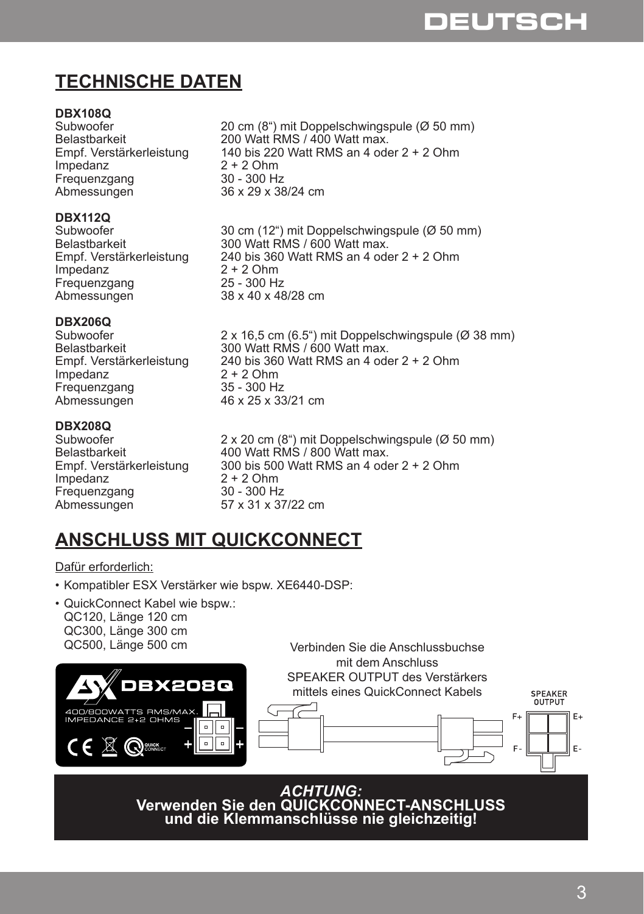## TECHNISCHE DATEN

**DBX108Q**

| | |
|---|---|
| Subwoofer | 20 cm (8“) mit Doppelschwingspule (Ø 50 mm) |
| Belastbarkeit | 200 Watt RMS / 400 Watt max. |
| Empf. Verstärkerleistung | 140 bis 220 Watt RMS an 4 oder 2 + 2 Ohm |
| Impedanz | 2 + 2 Ohm |
| Frequenzgang | 30 - 300 Hz |
| Abmessungen | 36 x 29 x 38/24 cm |

**DBX112Q**

| | |
|---|---|
| Subwoofer | 30 cm (12“) mit Doppelschwingspule (Ø 50 mm) |
| Belastbarkeit | 300 Watt RMS / 600 Watt max. |
| Empf. Verstärkerleistung | 240 bis 360 Watt RMS an 4 oder 2 + 2 Ohm |
| Impedanz | 2 + 2 Ohm |
| Frequenzgang | 25 - 300 Hz |
| Abmessungen | 38 x 40 x 48/28 cm |

**DBX206Q**

| | |
|---|---|
| Subwoofer | 2 x 16,5 cm (6.5“) mit Doppelschwingspule (Ø 38 mm) |
| Belastbarkeit | 300 Watt RMS / 600 Watt max. |
| Empf. Verstärkerleistung | 240 bis 360 Watt RMS an 4 oder 2 + 2 Ohm |
| Impedanz | 2 + 2 Ohm |
| Frequenzgang | 35 - 300 Hz |
| Abmessungen | 46 x 25 x 33/21 cm |

**DBX208Q**

| | |
|---|---|
| Subwoofer | 2 x 20 cm (8“) mit Doppelschwingspule (Ø 50 mm) |
| Belastbarkeit | 400 Watt RMS / 800 Watt max. |
| Empf. Verstärkerleistung | 300 bis 500 Watt RMS an 4 oder 2 + 2 Ohm |
| Impedanz | 2 + 2 Ohm |
| Frequenzgang | 30 - 300 Hz |
| Abmessungen | 57 x 31 x 37/22 cm |

## ANSCHLUSS MIT QUICKCONNECT

Dafür erforderlich:

- Kompatibler ESX Verstärker wie bspw. XE6440-DSP:
- QuickConnect Kabel wie bspw.:
  QC120, Länge 120 cm
  QC300, Länge 300 cm
  QC500, Länge 500 cm

DBX208Q
400/800WATTS RMS/MAX.
IMPEDANCE 2+2 OHMS

Verbinden Sie die Anschlussbuchse mit dem Anschluss SPEAKER OUTPUT des Verstärkers mittels eines QuickConnect Kabels

SPEAKER OUTPUT
F+ E+
F- E-

***ACHTUNG:***
**Verwenden Sie den QUICKCONNECT-ANSCHLUSS und die Klemmanschlüsse nie gleichzeitig!**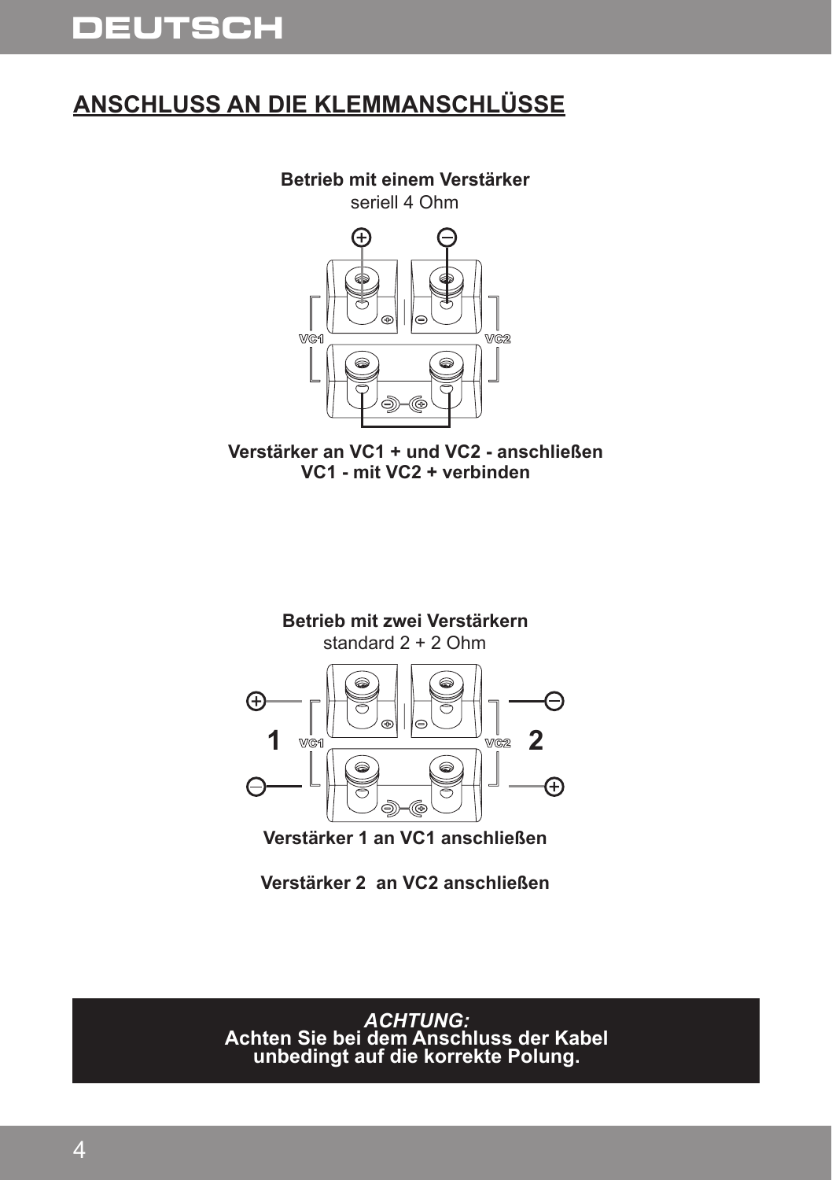## ANSCHLUSS AN DIE KLEMMANSCHLÜSSE

**Betrieb mit einem Verstärker**
seriell 4 Ohm

**Verstärker an VC1 + und VC2 - anschließen**
**VC1 - mit VC2 + verbinden**

**Betrieb mit zwei Verstärkern**
standard 2 + 2 Ohm

**Verstärker 1 an VC1 anschließen**

**Verstärker 2 an VC2 anschließen**

***ACHTUNG:***
**Achten Sie bei dem Anschluss der Kabel unbedingt auf die korrekte Polung.**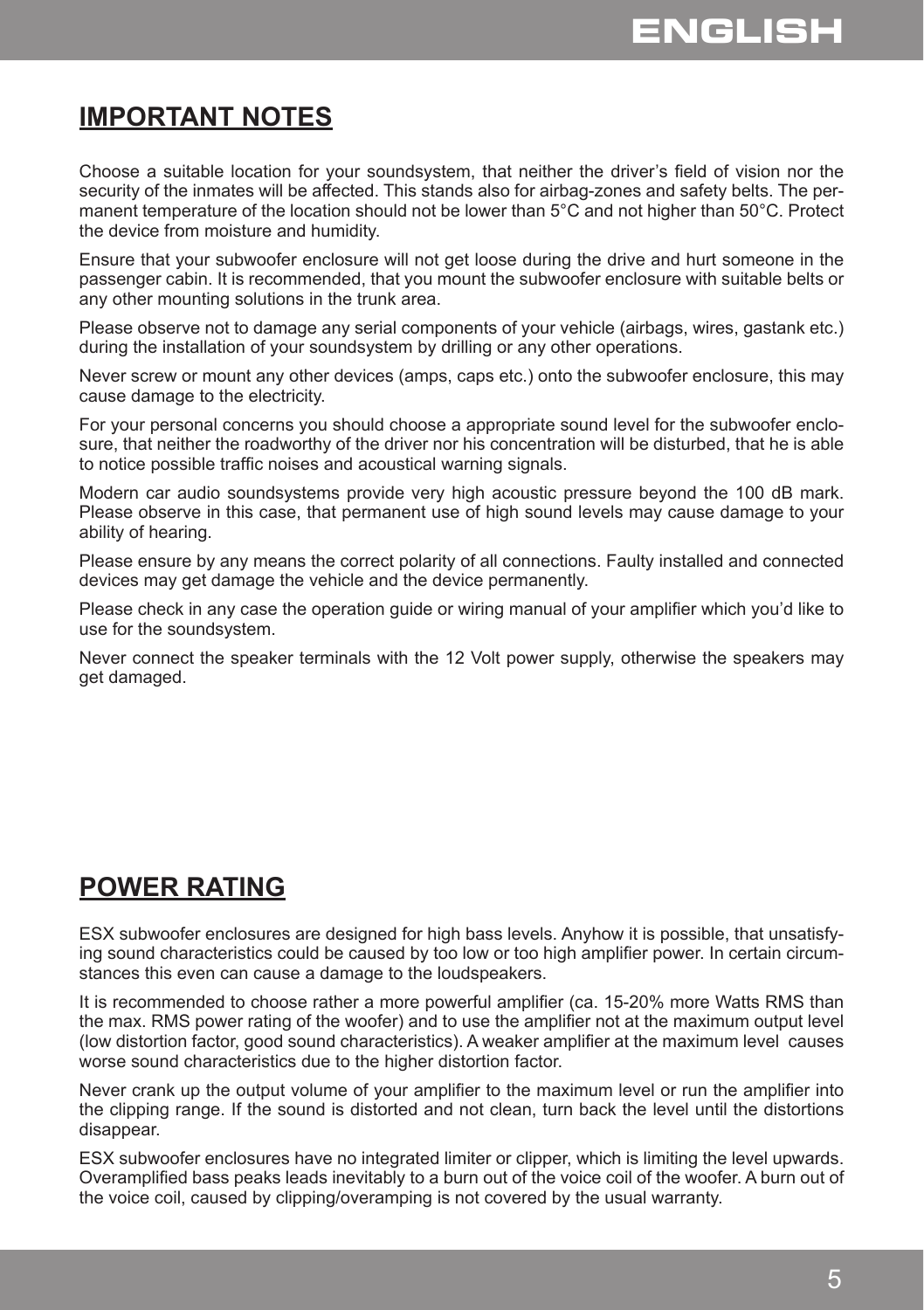## IMPORTANT NOTES

Choose a suitable location for your soundsystem, that neither the driver's field of vision nor the security of the inmates will be affected. This stands also for airbag-zones and safety belts. The permanent temperature of the location should not be lower than 5°C and not higher than 50°C. Protect the device from moisture and humidity.

Ensure that your subwoofer enclosure will not get loose during the drive and hurt someone in the passenger cabin. It is recommended, that you mount the subwoofer enclosure with suitable belts or any other mounting solutions in the trunk area.

Please observe not to damage any serial components of your vehicle (airbags, wires, gastank etc.) during the installation of your soundsystem by drilling or any other operations.

Never screw or mount any other devices (amps, caps etc.) onto the subwoofer enclosure, this may cause damage to the electricity.

For your personal concerns you should choose a appropriate sound level for the subwoofer enclosure, that neither the roadworthy of the driver nor his concentration will be disturbed, that he is able to notice possible traffic noises and acoustical warning signals.

Modern car audio soundsystems provide very high acoustic pressure beyond the 100 dB mark. Please observe in this case, that permanent use of high sound levels may cause damage to your ability of hearing.

Please ensure by any means the correct polarity of all connections. Faulty installed and connected devices may get damage the vehicle and the device permanently.

Please check in any case the operation guide or wiring manual of your amplifier which you'd like to use for the soundsystem.

Never connect the speaker terminals with the 12 Volt power supply, otherwise the speakers may get damaged.

## POWER RATING

ESX subwoofer enclosures are designed for high bass levels. Anyhow it is possible, that unsatisfying sound characteristics could be caused by too low or too high amplifier power. In certain circumstances this even can cause a damage to the loudspeakers.

It is recommended to choose rather a more powerful amplifier (ca. 15-20% more Watts RMS than the max. RMS power rating of the woofer) and to use the amplifier not at the maximum output level (low distortion factor, good sound characteristics). A weaker amplifier at the maximum level causes worse sound characteristics due to the higher distortion factor.

Never crank up the output volume of your amplifier to the maximum level or run the amplifier into the clipping range. If the sound is distorted and not clean, turn back the level until the distortions disappear.

ESX subwoofer enclosures have no integrated limiter or clipper, which is limiting the level upwards. Overamplified bass peaks leads inevitably to a burn out of the voice coil of the woofer. A burn out of the voice coil, caused by clipping/overamping is not covered by the usual warranty.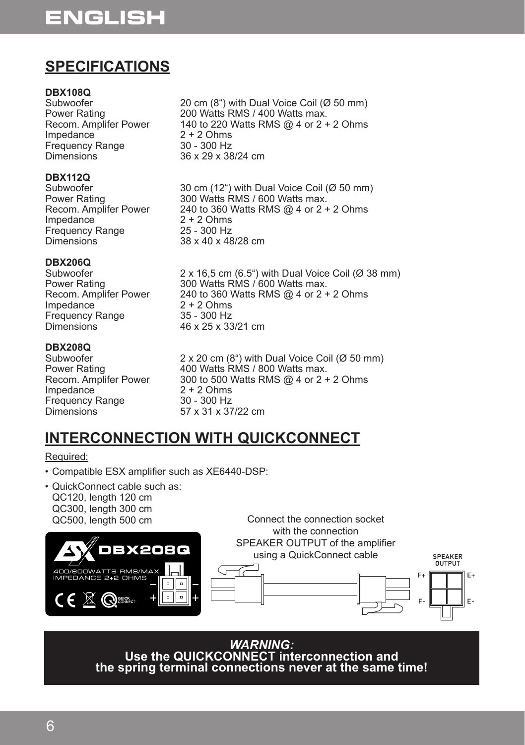# ENGLISH

## SPECIFICATIONS

**DBX108Q**

| | |
|---|---|
| Subwoofer | 20 cm (8“) with Dual Voice Coil (Ø 50 mm) |
| Power Rating | 200 Watts RMS / 400 Watts max. |
| Recom. Amplifer Power | 140 to 220 Watts RMS @ 4 or 2 + 2 Ohms |
| Impedance | 2 + 2 Ohms |
| Frequency Range | 30 - 300 Hz |
| Dimensions | 36 x 29 x 38/24 cm |

**DBX112Q**

| | |
|---|---|
| Subwoofer | 30 cm (12“) with Dual Voice Coil (Ø 50 mm) |
| Power Rating | 300 Watts RMS / 600 Watts max. |
| Recom. Amplifer Power | 240 to 360 Watts RMS @ 4 or 2 + 2 Ohms |
| Impedance | 2 + 2 Ohms |
| Frequency Range | 25 - 300 Hz |
| Dimensions | 38 x 40 x 48/28 cm |

**DBX206Q**

| | |
|---|---|
| Subwoofer | 2 x 16,5 cm (6.5“) with Dual Voice Coil (Ø 38 mm) |
| Power Rating | 300 Watts RMS / 600 Watts max. |
| Recom. Amplifer Power | 240 to 360 Watts RMS @ 4 or 2 + 2 Ohms |
| Impedance | 2 + 2 Ohms |
| Frequency Range | 35 - 300 Hz |
| Dimensions | 46 x 25 x 33/21 cm |

**DBX208Q**

| | |
|---|---|
| Subwoofer | 2 x 20 cm (8“) with Dual Voice Coil (Ø 50 mm) |
| Power Rating | 400 Watts RMS / 800 Watts max. |
| Recom. Amplifer Power | 300 to 500 Watts RMS @ 4 or 2 + 2 Ohms |
| Impedance | 2 + 2 Ohms |
| Frequency Range | 30 - 300 Hz |
| Dimensions | 57 x 31 x 37/22 cm |

## INTERCONNECTION WITH QUICKCONNECT

Required:

- Compatible ESX amplifier such as XE6440-DSP:
- QuickConnect cable such as:
  QC120, length 120 cm
  QC300, length 300 cm
  QC500, length 500 cm

DBX208Q
400/800WATTS RMS/MAX.
IMPEDANCE 2+2 OHMS

Connect the connection socket with the connection SPEAKER OUTPUT of the amplifier using a QuickConnect cable

SPEAKER OUTPUT
F+ E+
F- E-

***WARNING:***
**Use the QUICKCONNECT interconnection and the spring terminal connections never at the same time!**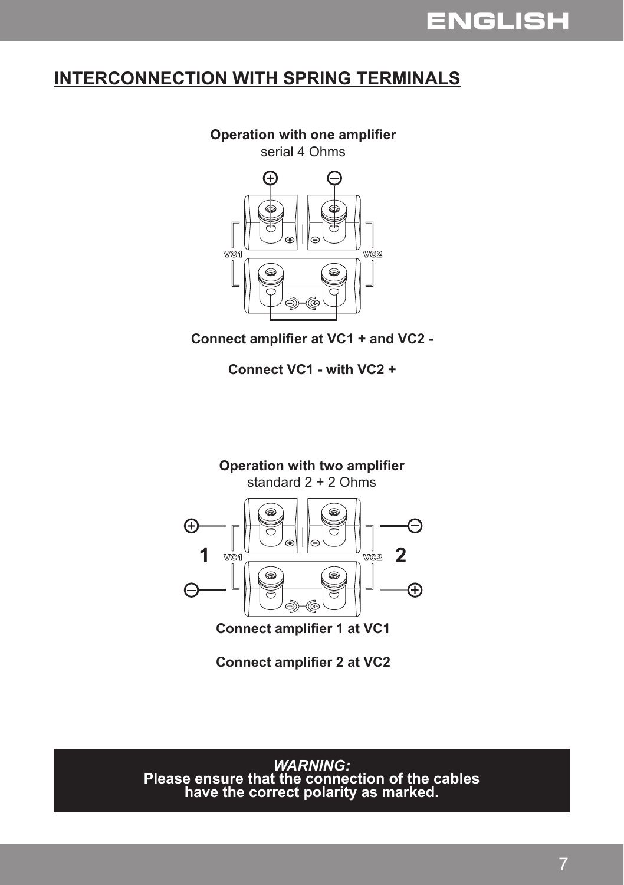## INTERCONNECTION WITH SPRING TERMINALS

**Operation with one amplifier**
serial 4 Ohms

**Connect amplifier at VC1 + and VC2 -**

**Connect VC1 - with VC2 +**

**Operation with two amplifier**
standard 2 + 2 Ohms

**Connect amplifier 1 at VC1**

**Connect amplifier 2 at VC2**

***WARNING:***
**Please ensure that the connection of the cables have the correct polarity as marked.**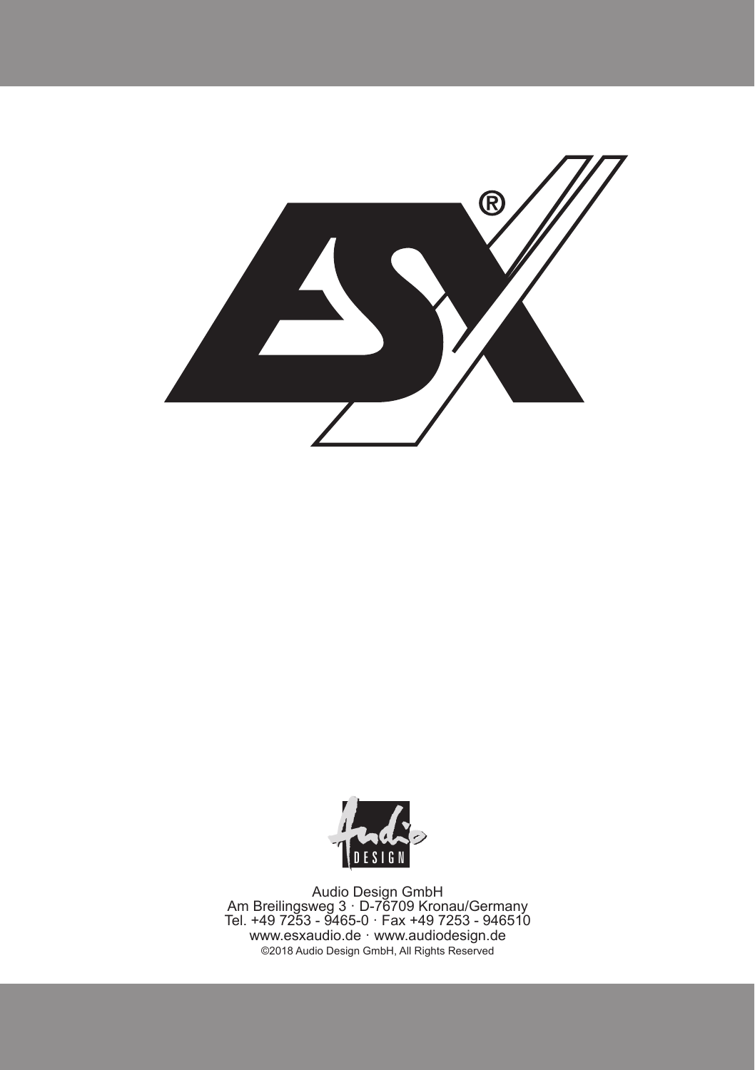Audio Design GmbH
Am Breilingsweg 3 · D-76709 Kronau/Germany
Tel. +49 7253 - 9465-0 · Fax +49 7253 - 946510
www.esxaudio.de · www.audiodesign.de
©2018 Audio Design GmbH, All Rights Reserved